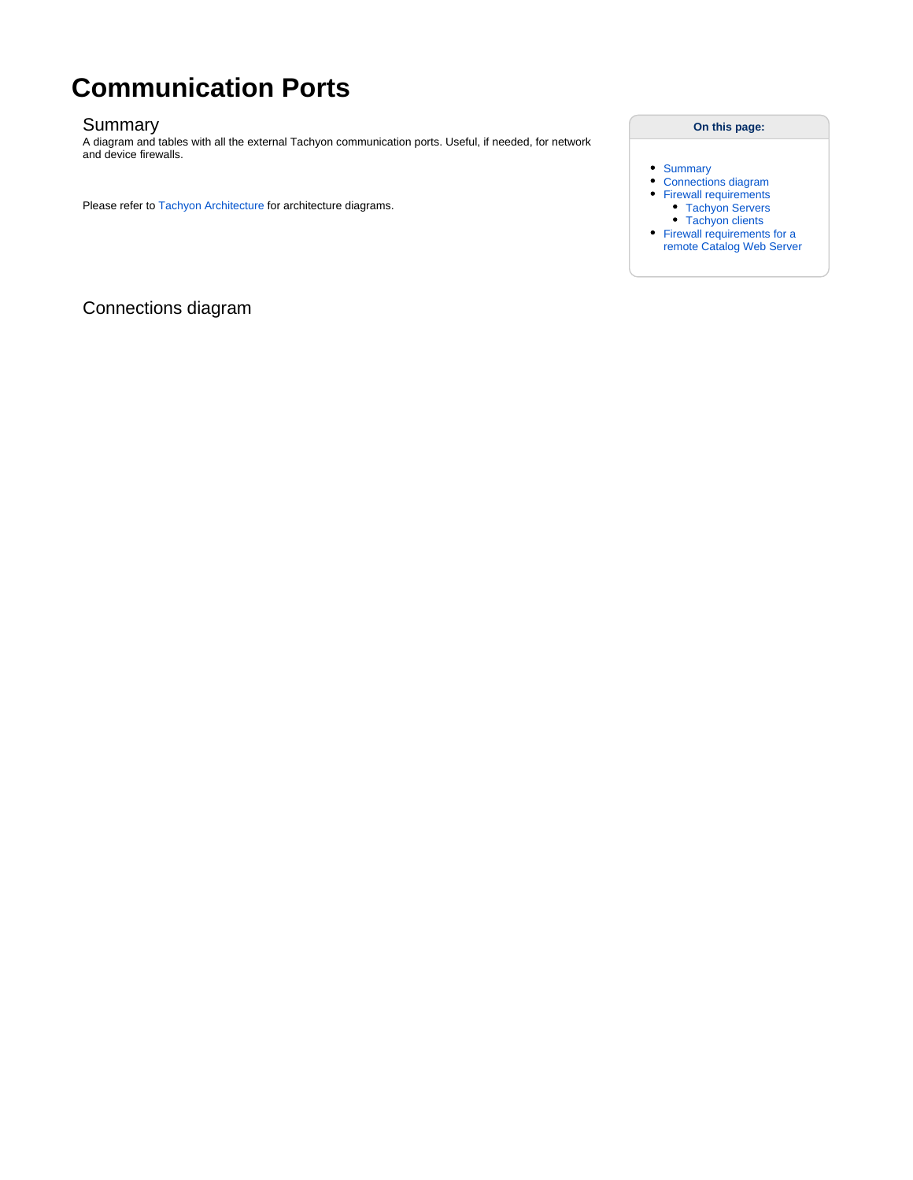# Communication Ports

## Summary

A diagram and tables with all the external Tachyon communication ports. Useful, if needed, for network and device firewalls.

Please refer to Tachyon Architecture for architecture diagrams.

**On this page:**

- Summary
- Connections diagram
- Firewall requirements
  - Tachyon Servers
  - Tachyon clients
- Firewall requirements for a remote Catalog Web Server

## Connections diagram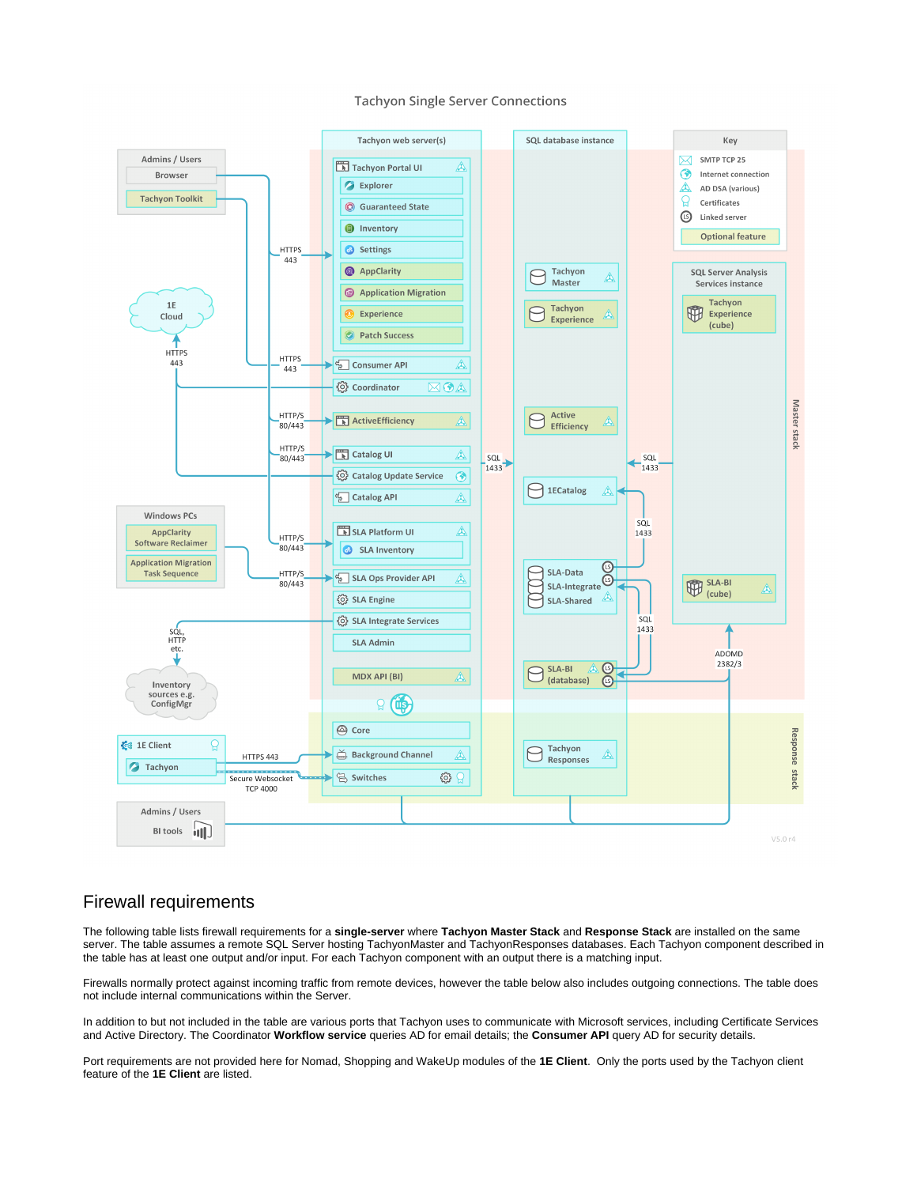Tachyon Single Server Connections

## Firewall requirements

The following table lists firewall requirements for a **single-server** where **Tachyon Master Stack** and **Response Stack** are installed on the same server. The table assumes a remote SQL Server hosting TachyonMaster and TachyonResponses databases. Each Tachyon component described in the table has at least one output and/or input. For each Tachyon component with an output there is a matching input.

Firewalls normally protect against incoming traffic from remote devices, however the table below also includes outgoing connections. The table does not include internal communications within the Server.

In addition to but not included in the table are various ports that Tachyon uses to communicate with Microsoft services, including Certificate Services and Active Directory. The Coordinator **Workflow service** queries AD for email details; the **Consumer API** query AD for security details.

Port requirements are not provided here for Nomad, Shopping and WakeUp modules of the **1E Client**. Only the ports used by the Tachyon client feature of the **1E Client** are listed.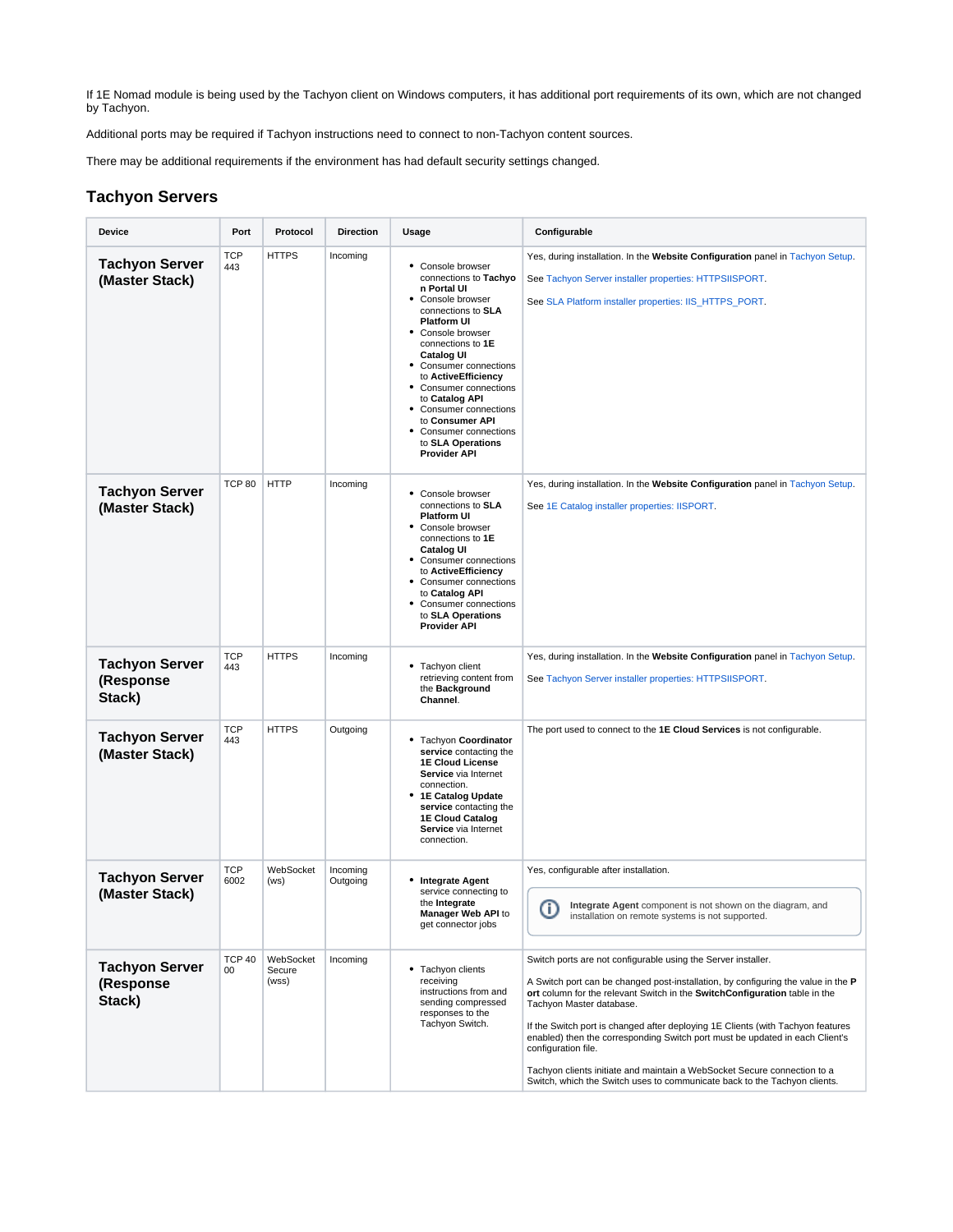If 1E Nomad module is being used by the Tachyon client on Windows computers, it has additional port requirements of its own, which are not changed by Tachyon.

Additional ports may be required if Tachyon instructions need to connect to non-Tachyon content sources.

There may be additional requirements if the environment has had default security settings changed.

## Tachyon Servers

| Device | Port | Protocol | Direction | Usage | Configurable |
|---|---|---|---|---|---|
| **Tachyon Server (Master Stack)** | TCP 443 | HTTPS | Incoming | • Console browser connections to **Tachyon Portal UI**<br>• Console browser connections to **SLA Platform UI**<br>• Console browser connections to **1E Catalog UI**<br>• Consumer connections to **ActiveEfficiency**<br>• Consumer connections to **Catalog API**<br>• Consumer connections to **Consumer API**<br>• Consumer connections to **SLA Operations Provider API** | Yes, during installation. In the **Website Configuration** panel in Tachyon Setup.<br><br>See Tachyon Server installer properties: HTTPSIISPORT.<br><br>See SLA Platform installer properties: IIS_HTTPS_PORT. |
| **Tachyon Server (Master Stack)** | TCP 80 | HTTP | Incoming | • Console browser connections to **SLA Platform UI**<br>• Console browser connections to **1E Catalog UI**<br>• Consumer connections to **ActiveEfficiency**<br>• Consumer connections to **Catalog API**<br>• Consumer connections to **SLA Operations Provider API** | Yes, during installation. In the **Website Configuration** panel in Tachyon Setup.<br><br>See 1E Catalog installer properties: IISPORT. |
| **Tachyon Server (Response Stack)** | TCP 443 | HTTPS | Incoming | • Tachyon client retrieving content from the **Background Channel**. | Yes, during installation. In the **Website Configuration** panel in Tachyon Setup.<br><br>See Tachyon Server installer properties: HTTPSIISPORT. |
| **Tachyon Server (Master Stack)** | TCP 443 | HTTPS | Outgoing | • Tachyon **Coordinator service** contacting the **1E Cloud License Service** via Internet connection.<br>• **1E Catalog Update service** contacting the **1E Cloud Catalog Service** via Internet connection. | The port used to connect to the **1E Cloud Services** is not configurable. |
| **Tachyon Server (Master Stack)** | TCP 6002 | WebSocket (ws) | Incoming Outgoing | • **Integrate Agent** service connecting to the **Integrate Manager Web API** to get connector jobs | Yes, configurable after installation.<br><br>**Integrate Agent** component is not shown on the diagram, and installation on remote systems is not supported. |
| **Tachyon Server (Response Stack)** | TCP 4000 | WebSocket Secure (wss) | Incoming | • Tachyon clients receiving instructions from and sending compressed responses to the Tachyon Switch. | Switch ports are not configurable using the Server installer.<br><br>A Switch port can be changed post-installation, by configuring the value in the **Port** column for the relevant Switch in the **SwitchConfiguration** table in the Tachyon Master database.<br><br>If the Switch port is changed after deploying 1E Clients (with Tachyon features enabled) then the corresponding Switch port must be updated in each Client's configuration file.<br><br>Tachyon clients initiate and maintain a WebSocket Secure connection to a Switch, which the Switch uses to communicate back to the Tachyon clients. |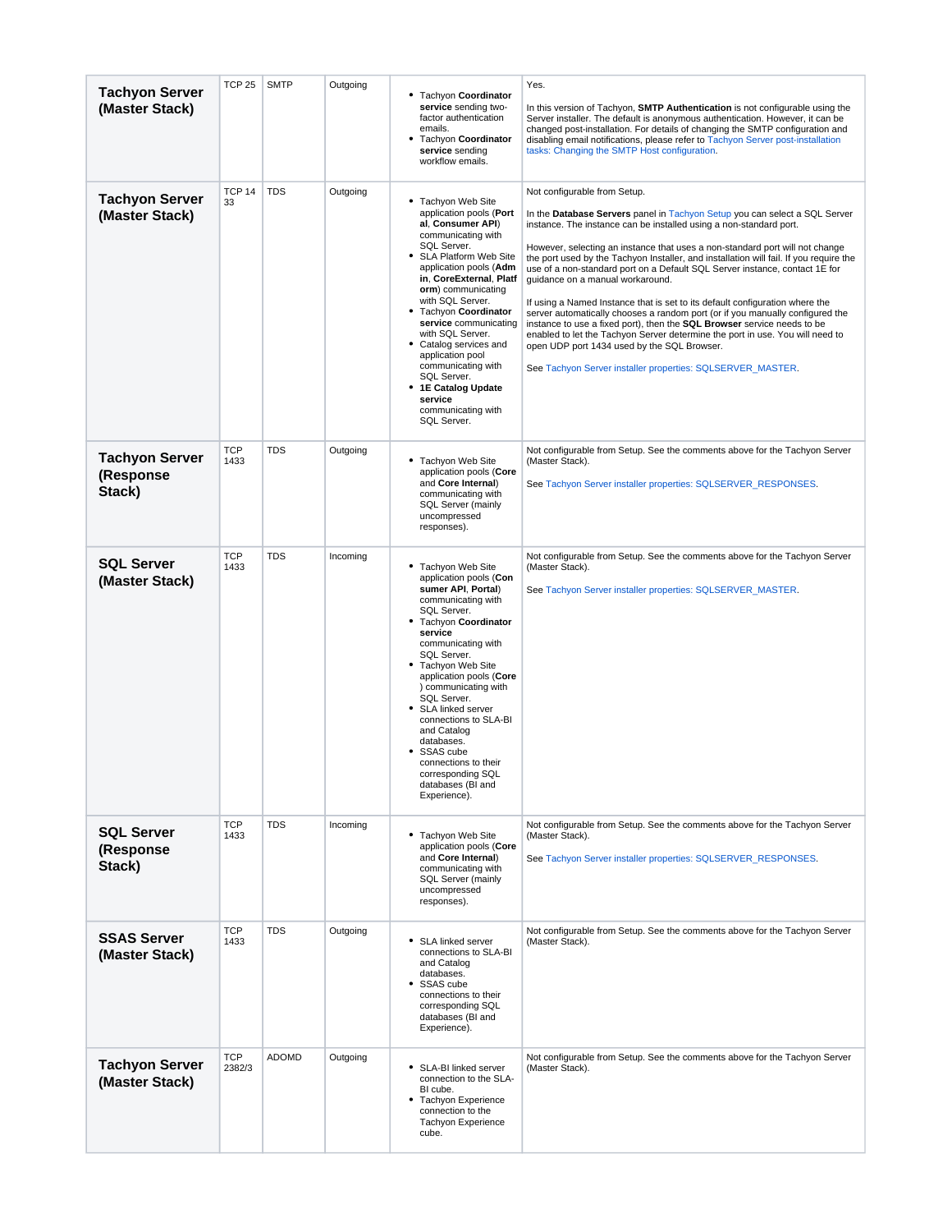| **Tachyon Server (Master Stack)** | TCP 25 | SMTP | Outgoing | <ul><li>Tachyon **Coordinator service** sending two-factor authentication emails.</li><li>Tachyon **Coordinator service** sending workflow emails.</li></ul> | Yes.<br><br>In this version of Tachyon, **SMTP Authentication** is not configurable using the Server installer. The default is anonymous authentication. However, it can be changed post-installation. For details of changing the SMTP configuration and disabling email notifications, please refer to Tachyon Server post-installation tasks: Changing the SMTP Host configuration. |
|---|---|---|---|---|---|
| **Tachyon Server (Master Stack)** | TCP 1433 | TDS | Outgoing | <ul><li>Tachyon Web Site application pools (**Portal**, **Consumer API**) communicating with SQL Server.</li><li>SLA Platform Web Site application pools (**Admin**, **CoreExternal**, **Platform**) communicating with SQL Server.</li><li>Tachyon **Coordinator service** communicating with SQL Server.</li><li>Catalog services and application pool communicating with SQL Server.</li><li>**1E Catalog Update service** communicating with SQL Server.</li></ul> | Not configurable from Setup.<br><br>In the **Database Servers** panel in Tachyon Setup you can select a SQL Server instance. The instance can be installed using a non-standard port.<br><br>However, selecting an instance that uses a non-standard port will not change the port used by the Tachyon Installer, and installation will fail. If you require the use of a non-standard port on a Default SQL Server instance, contact 1E for guidance on a manual workaround.<br><br>If using a Named Instance that is set to its default configuration where the server automatically chooses a random port (or if you manually configured the instance to use a fixed port), then the **SQL Browser** service needs to be enabled to let the Tachyon Server determine the port in use. You will need to open UDP port 1434 used by the SQL Browser.<br><br>See Tachyon Server installer properties: SQLSERVER_MASTER. |
| **Tachyon Server (Response Stack)** | TCP 1433 | TDS | Outgoing | <ul><li>Tachyon Web Site application pools (**Core** and **Core Internal**) communicating with SQL Server (mainly uncompressed responses).</li></ul> | Not configurable from Setup. See the comments above for the Tachyon Server (Master Stack).<br><br>See Tachyon Server installer properties: SQLSERVER_RESPONSES. |
| **SQL Server (Master Stack)** | TCP 1433 | TDS | Incoming | <ul><li>Tachyon Web Site application pools (**Consumer API**, **Portal**) communicating with SQL Server.</li><li>Tachyon **Coordinator service** communicating with SQL Server.</li><li>Tachyon Web Site application pools (**Core**) communicating with SQL Server.</li><li>SLA linked server connections to SLA-BI and Catalog databases.</li><li>SSAS cube connections to their corresponding SQL databases (BI and Experience).</li></ul> | Not configurable from Setup. See the comments above for the Tachyon Server (Master Stack).<br><br>See Tachyon Server installer properties: SQLSERVER_MASTER. |
| **SQL Server (Response Stack)** | TCP 1433 | TDS | Incoming | <ul><li>Tachyon Web Site application pools (**Core** and **Core Internal**) communicating with SQL Server (mainly uncompressed responses).</li></ul> | Not configurable from Setup. See the comments above for the Tachyon Server (Master Stack).<br><br>See Tachyon Server installer properties: SQLSERVER_RESPONSES. |
| **SSAS Server (Master Stack)** | TCP 1433 | TDS | Outgoing | <ul><li>SLA linked server connections to SLA-BI and Catalog databases.</li><li>SSAS cube connections to their corresponding SQL databases (BI and Experience).</li></ul> | Not configurable from Setup. See the comments above for the Tachyon Server (Master Stack). |
| **Tachyon Server (Master Stack)** | TCP 2382/3 | ADOMD | Outgoing | <ul><li>SLA-BI linked server connection to the SLA-BI cube.</li><li>Tachyon Experience connection to the Tachyon Experience cube.</li></ul> | Not configurable from Setup. See the comments above for the Tachyon Server (Master Stack). |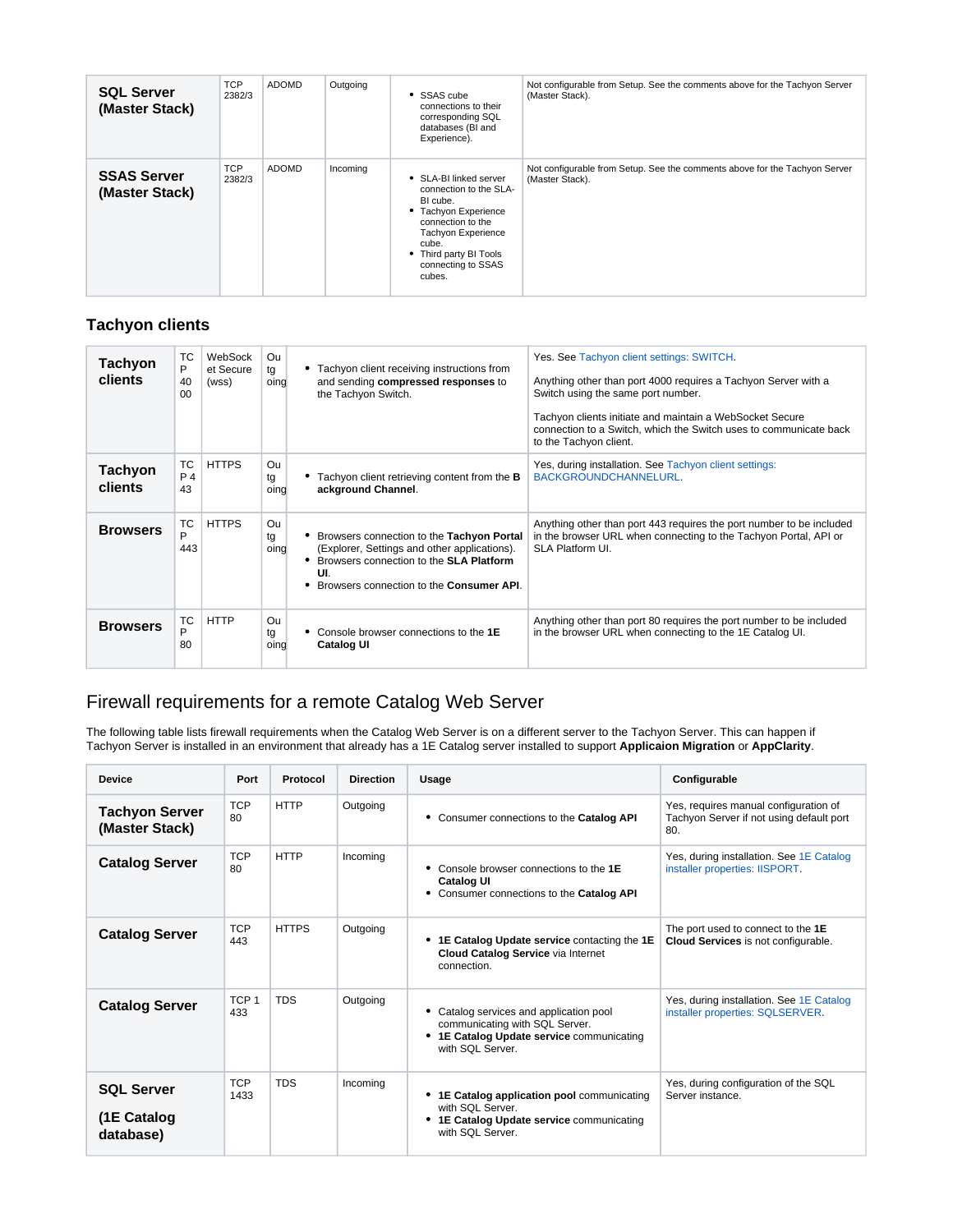| | | | | | |
|---|---|---|---|---|---|
| **SQL Server (Master Stack)** | TCP 2382/3 | ADOMD | Outgoing | • SSAS cube connections to their corresponding SQL databases (BI and Experience). | Not configurable from Setup. See the comments above for the Tachyon Server (Master Stack). |
| **SSAS Server (Master Stack)** | TCP 2382/3 | ADOMD | Incoming | • SLA-BI linked server connection to the SLA-BI cube.<br>• Tachyon Experience connection to the Tachyon Experience cube.<br>• Third party BI Tools connecting to SSAS cubes. | Not configurable from Setup. See the comments above for the Tachyon Server (Master Stack). |

### Tachyon clients

| | | | | | |
|---|---|---|---|---|---|
| **Tachyon clients** | TCP 4000 | WebSocket Secure (wss) | Outgoing | • Tachyon client receiving instructions from and sending **compressed responses** to the Tachyon Switch. | Yes. See Tachyon client settings: SWITCH.<br><br>Anything other than port 4000 requires a Tachyon Server with a Switch using the same port number.<br><br>Tachyon clients initiate and maintain a WebSocket Secure connection to a Switch, which the Switch uses to communicate back to the Tachyon client. |
| **Tachyon clients** | TCP 443 | HTTPS | Outgoing | • Tachyon client retrieving content from the **Background Channel**. | Yes, during installation. See Tachyon client settings: BACKGROUNDCHANNELURL. |
| **Browsers** | TCP 443 | HTTPS | Outgoing | • Browsers connection to the **Tachyon Portal** (Explorer, Settings and other applications).<br>• Browsers connection to the **SLA Platform UI**.<br>• Browsers connection to the **Consumer API**. | Anything other than port 443 requires the port number to be included in the browser URL when connecting to the Tachyon Portal, API or SLA Platform UI. |
| **Browsers** | TCP 80 | HTTP | Outgoing | • Console browser connections to the **1E Catalog UI** | Anything other than port 80 requires the port number to be included in the browser URL when connecting to the 1E Catalog UI. |

## Firewall requirements for a remote Catalog Web Server

The following table lists firewall requirements when the Catalog Web Server is on a different server to the Tachyon Server. This can happen if Tachyon Server is installed in an environment that already has a 1E Catalog server installed to support **Applicaion Migration** or **AppClarity**.

| Device | Port | Protocol | Direction | Usage | Configurable |
|---|---|---|---|---|---|
| **Tachyon Server (Master Stack)** | TCP 80 | HTTP | Outgoing | • Consumer connections to the **Catalog API** | Yes, requires manual configuration of Tachyon Server if not using default port 80. |
| **Catalog Server** | TCP 80 | HTTP | Incoming | • Console browser connections to the **1E Catalog UI**<br>• Consumer connections to the **Catalog API** | Yes, during installation. See 1E Catalog installer properties: IISPORT. |
| **Catalog Server** | TCP 443 | HTTPS | Outgoing | • **1E Catalog Update service** contacting the **1E Cloud Catalog Service** via Internet connection. | The port used to connect to the **1E Cloud Services** is not configurable. |
| **Catalog Server** | TCP 1433 | TDS | Outgoing | • Catalog services and application pool communicating with SQL Server.<br>• **1E Catalog Update service** communicating with SQL Server. | Yes, during installation. See 1E Catalog installer properties: SQLSERVER. |
| **SQL Server**<br><br>**(1E Catalog database)** | TCP 1433 | TDS | Incoming | • **1E Catalog application pool** communicating with SQL Server.<br>• **1E Catalog Update service** communicating with SQL Server. | Yes, during configuration of the SQL Server instance. |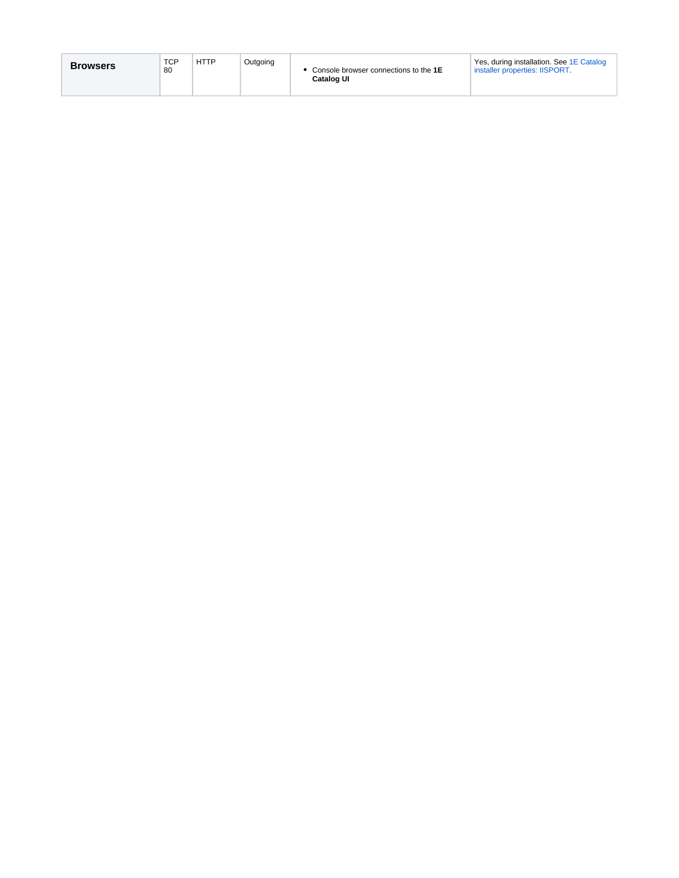| | | | | | |
|---|---|---|---|---|---|
| **Browsers** | TCP 80 | HTTP | Outgoing | • Console browser connections to the **1E Catalog UI** | Yes, during installation. See 1E Catalog installer properties: IISPORT. |